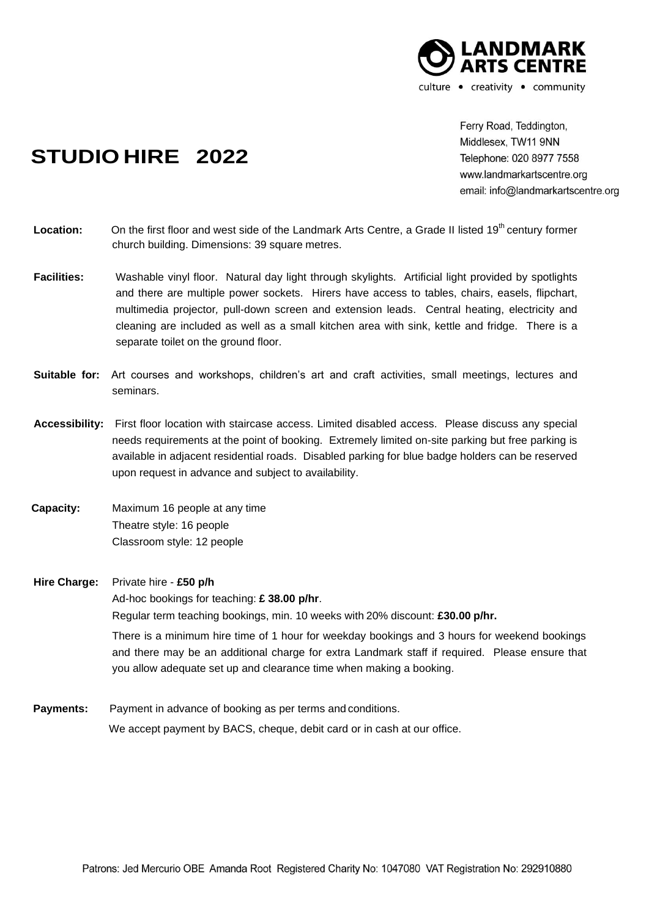**LANDMARK ARTS CENTRE**

culture • creativity • community

Ferry Road, Teddington,
Middlesex, TW11 9NN
Telephone: 020 8977 7558
www.landmarkartscentre.org
email: info@landmarkartscentre.org

# STUDIO HIRE 2022

**Location:** On the first floor and west side of the Landmark Arts Centre, a Grade II listed 19th century former church building. Dimensions: 39 square metres.

**Facilities:** Washable vinyl floor. Natural day light through skylights. Artificial light provided by spotlights and there are multiple power sockets. Hirers have access to tables, chairs, easels, flipchart, multimedia projector, pull-down screen and extension leads. Central heating, electricity and cleaning are included as well as a small kitchen area with sink, kettle and fridge. There is a separate toilet on the ground floor.

**Suitable for:** Art courses and workshops, children's art and craft activities, small meetings, lectures and seminars.

**Accessibility:** First floor location with staircase access. Limited disabled access. Please discuss any special needs requirements at the point of booking. Extremely limited on-site parking but free parking is available in adjacent residential roads. Disabled parking for blue badge holders can be reserved upon request in advance and subject to availability.

**Capacity:** Maximum 16 people at any time
Theatre style: 16 people
Classroom style: 12 people

**Hire Charge:** Private hire - **£50 p/h**
Ad-hoc bookings for teaching: **£ 38.00 p/hr**.
Regular term teaching bookings, min. 10 weeks with 20% discount: **£30.00 p/hr.**

There is a minimum hire time of 1 hour for weekday bookings and 3 hours for weekend bookings and there may be an additional charge for extra Landmark staff if required. Please ensure that you allow adequate set up and clearance time when making a booking.

**Payments:** Payment in advance of booking as per terms and conditions.
We accept payment by BACS, cheque, debit card or in cash at our office.

Patrons: Jed Mercurio OBE Amanda Root Registered Charity No: 1047080 VAT Registration No: 292910880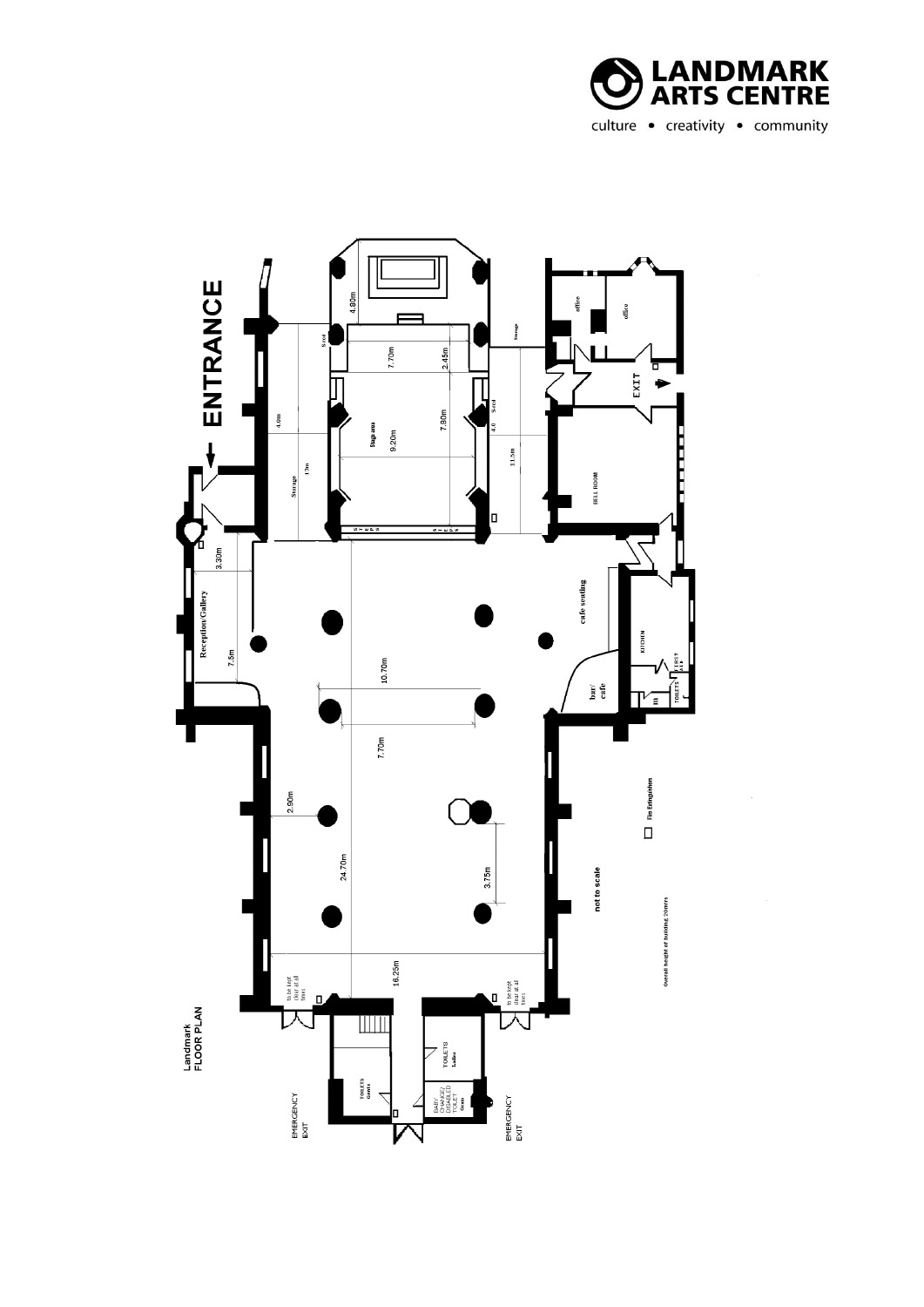**LANDMARK ARTS CENTRE**

culture • creativity • community

**ENTRANCE**

Landmark
FLOOR PLAN

Reception/Gallery

3.30m

7.5m

Storage

4.0m

13m

Steel

4.80m

7.70m

2.45m

Stage area

9.20m

7.80m

4.0

Steel

11.5m

Storage

office

office

EXIT

BELL ROOM

STEPS

STEPS

cafe seating

KITCHEN

FIRST AID

bar/cafe

TOILETS

10.70m

7.70m

2.90m

24.70m

3.75m

16.25m

to be kept clear at all times

to be kept clear at all times

TOILETS Gents

TOILETS Ladies

BABY CHANGE/ DISABLED TOILET Gents

EMERGENCY EXIT

EMERGENCY EXIT

Fire Extinguishers

not to scale

Overall height of building 20mtrs